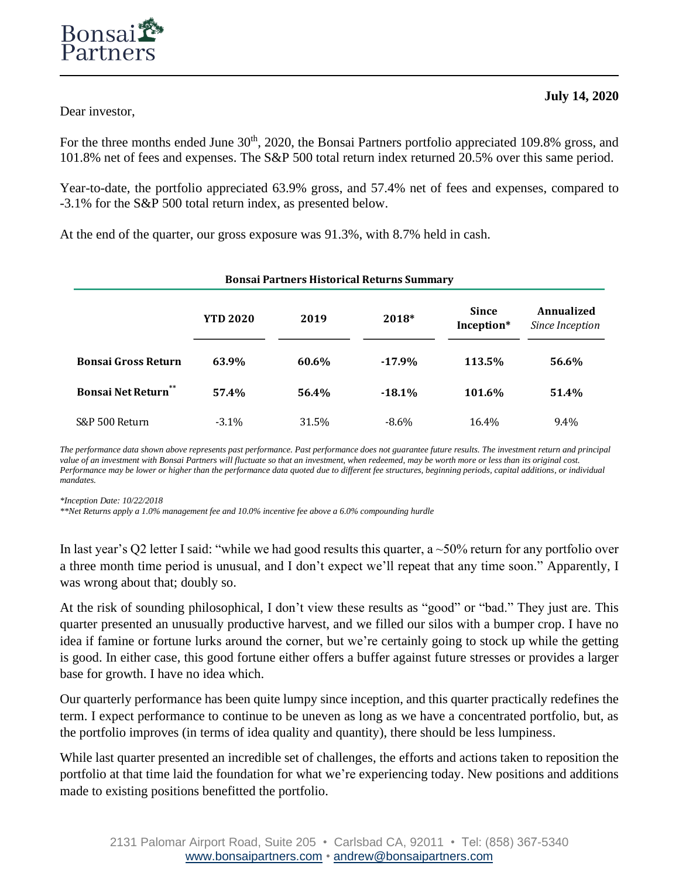Bonsai Partners

**July 14, 2020**

Dear investor,

For the three months ended June 30th, 2020, the Bonsai Partners portfolio appreciated 109.8% gross, and 101.8% net of fees and expenses. The S&P 500 total return index returned 20.5% over this same period.

Year-to-date, the portfolio appreciated 63.9% gross, and 57.4% net of fees and expenses, compared to -3.1% for the S&P 500 total return index, as presented below.

At the end of the quarter, our gross exposure was 91.3%, with 8.7% held in cash.

**Bonsai Partners Historical Returns Summary**

| | YTD 2020 | 2019 | 2018* | Since Inception* | Annualized *Since Inception* |
|---|---|---|---|---|---|
| **Bonsai Gross Return** | **63.9%** | **60.6%** | **-17.9%** | **113.5%** | **56.6%** |
| **Bonsai Net Return**** | **57.4%** | **56.4%** | **-18.1%** | **101.6%** | **51.4%** |
| S&P 500 Return | -3.1% | 31.5% | -8.6% | 16.4% | 9.4% |

*The performance data shown above represents past performance. Past performance does not guarantee future results. The investment return and principal value of an investment with Bonsai Partners will fluctuate so that an investment, when redeemed, may be worth more or less than its original cost. Performance may be lower or higher than the performance data quoted due to different fee structures, beginning periods, capital additions, or individual mandates.*

*\*Inception Date: 10/22/2018*

*\*\*Net Returns apply a 1.0% management fee and 10.0% incentive fee above a 6.0% compounding hurdle*

In last year's Q2 letter I said: "while we had good results this quarter, a ~50% return for any portfolio over a three month time period is unusual, and I don't expect we'll repeat that any time soon." Apparently, I was wrong about that; doubly so.

At the risk of sounding philosophical, I don't view these results as "good" or "bad." They just are. This quarter presented an unusually productive harvest, and we filled our silos with a bumper crop. I have no idea if famine or fortune lurks around the corner, but we're certainly going to stock up while the getting is good. In either case, this good fortune either offers a buffer against future stresses or provides a larger base for growth. I have no idea which.

Our quarterly performance has been quite lumpy since inception, and this quarter practically redefines the term. I expect performance to continue to be uneven as long as we have a concentrated portfolio, but, as the portfolio improves (in terms of idea quality and quantity), there should be less lumpiness.

While last quarter presented an incredible set of challenges, the efforts and actions taken to reposition the portfolio at that time laid the foundation for what we're experiencing today. New positions and additions made to existing positions benefitted the portfolio.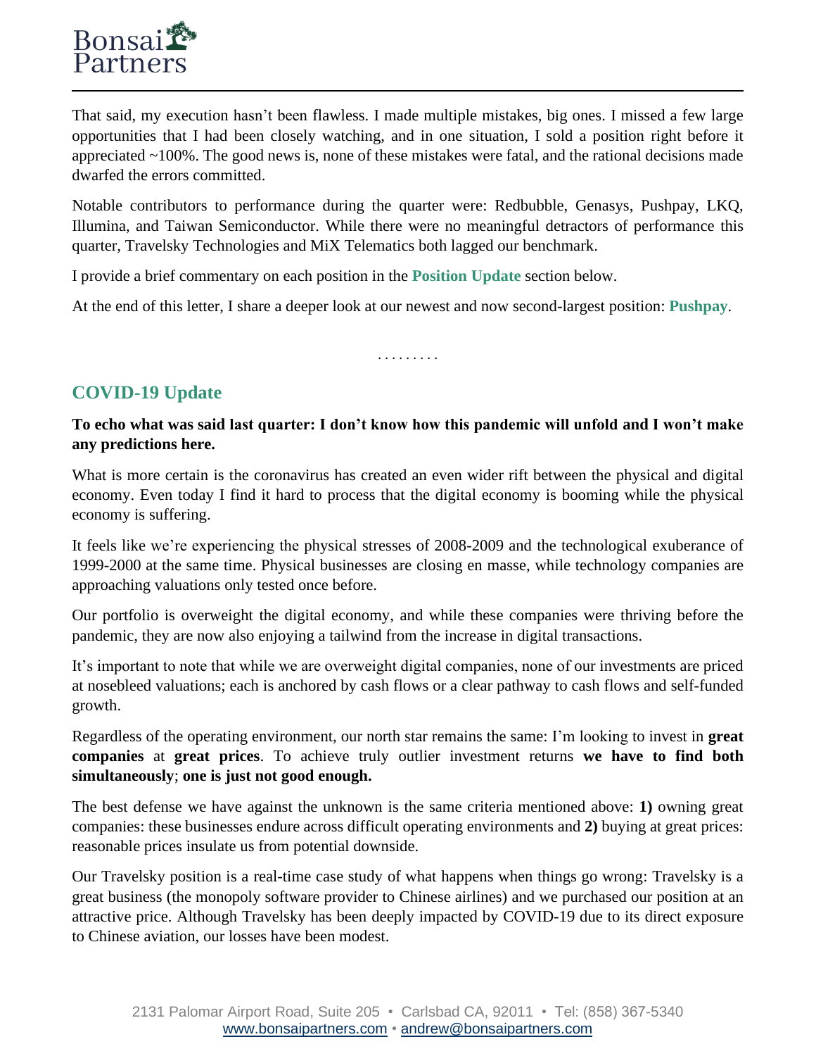That said, my execution hasn't been flawless. I made multiple mistakes, big ones. I missed a few large opportunities that I had been closely watching, and in one situation, I sold a position right before it appreciated ~100%. The good news is, none of these mistakes were fatal, and the rational decisions made dwarfed the errors committed.

Notable contributors to performance during the quarter were: Redbubble, Genasys, Pushpay, LKQ, Illumina, and Taiwan Semiconductor. While there were no meaningful detractors of performance this quarter, Travelsky Technologies and MiX Telematics both lagged our benchmark.

I provide a brief commentary on each position in the **Position Update** section below.

At the end of this letter, I share a deeper look at our newest and now second-largest position: **Pushpay**.

. . . . . . . . .

## COVID-19 Update

**To echo what was said last quarter: I don't know how this pandemic will unfold and I won't make any predictions here.**

What is more certain is the coronavirus has created an even wider rift between the physical and digital economy. Even today I find it hard to process that the digital economy is booming while the physical economy is suffering.

It feels like we're experiencing the physical stresses of 2008-2009 and the technological exuberance of 1999-2000 at the same time. Physical businesses are closing en masse, while technology companies are approaching valuations only tested once before.

Our portfolio is overweight the digital economy, and while these companies were thriving before the pandemic, they are now also enjoying a tailwind from the increase in digital transactions.

It's important to note that while we are overweight digital companies, none of our investments are priced at nosebleed valuations; each is anchored by cash flows or a clear pathway to cash flows and self-funded growth.

Regardless of the operating environment, our north star remains the same: I'm looking to invest in **great companies** at **great prices**. To achieve truly outlier investment returns **we have to find both simultaneously**; **one is just not good enough.**

The best defense we have against the unknown is the same criteria mentioned above: **1)** owning great companies: these businesses endure across difficult operating environments and **2)** buying at great prices: reasonable prices insulate us from potential downside.

Our Travelsky position is a real-time case study of what happens when things go wrong: Travelsky is a great business (the monopoly software provider to Chinese airlines) and we purchased our position at an attractive price. Although Travelsky has been deeply impacted by COVID-19 due to its direct exposure to Chinese aviation, our losses have been modest.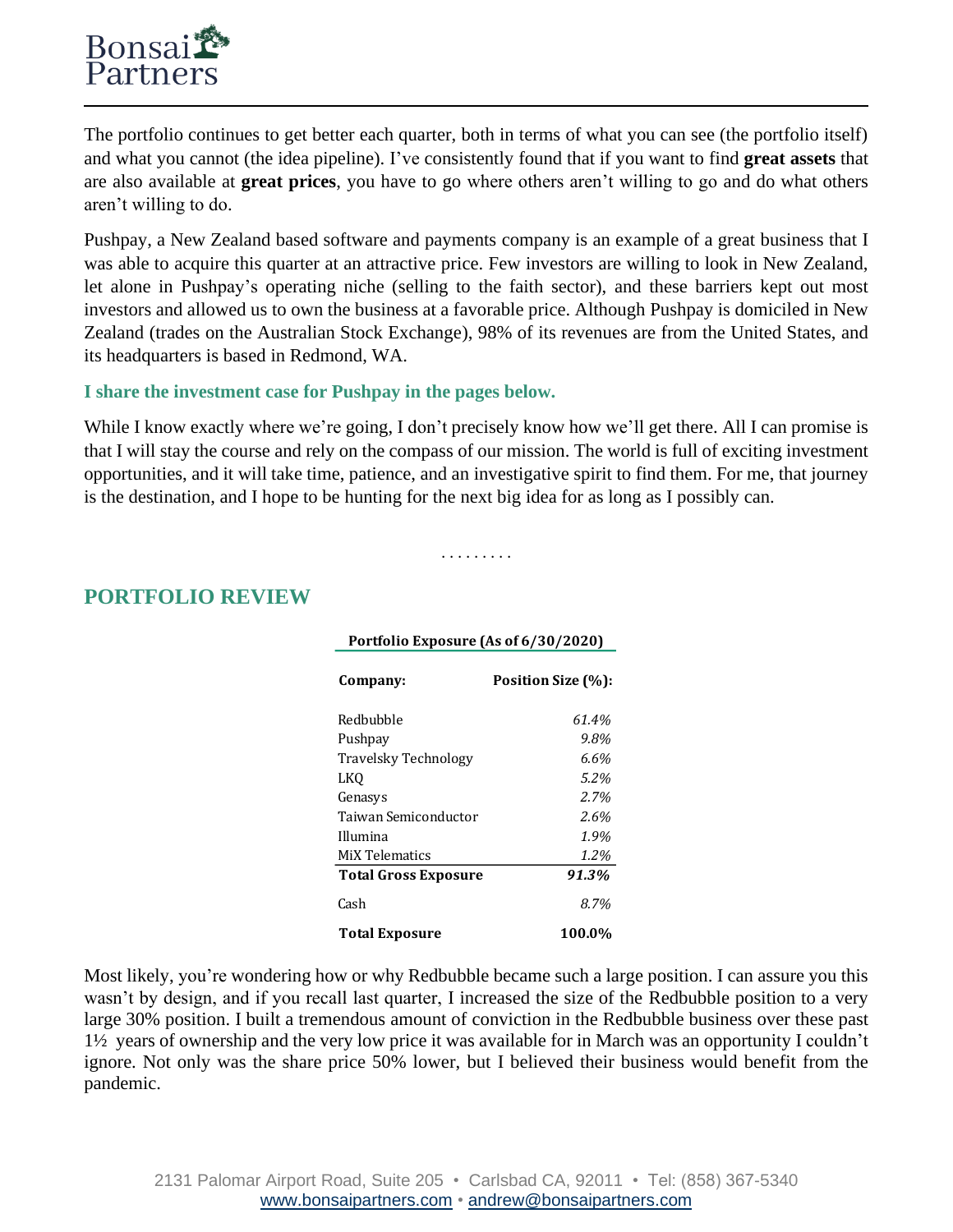The portfolio continues to get better each quarter, both in terms of what you can see (the portfolio itself) and what you cannot (the idea pipeline). I've consistently found that if you want to find **great assets** that are also available at **great prices**, you have to go where others aren't willing to go and do what others aren't willing to do.

Pushpay, a New Zealand based software and payments company is an example of a great business that I was able to acquire this quarter at an attractive price. Few investors are willing to look in New Zealand, let alone in Pushpay's operating niche (selling to the faith sector), and these barriers kept out most investors and allowed us to own the business at a favorable price. Although Pushpay is domiciled in New Zealand (trades on the Australian Stock Exchange), 98% of its revenues are from the United States, and its headquarters is based in Redmond, WA.

**I share the investment case for Pushpay in the pages below.**

While I know exactly where we're going, I don't precisely know how we'll get there. All I can promise is that I will stay the course and rely on the compass of our mission. The world is full of exciting investment opportunities, and it will take time, patience, and an investigative spirit to find them. For me, that journey is the destination, and I hope to be hunting for the next big idea for as long as I possibly can.

. . . . . . . . .

## PORTFOLIO REVIEW

**Portfolio Exposure (As of 6/30/2020)**

| Company: | Position Size (%): |
|---|---|
| Redbubble | *61.4%* |
| Pushpay | *9.8%* |
| Travelsky Technology | *6.6%* |
| LKQ | *5.2%* |
| Genasys | *2.7%* |
| Taiwan Semiconductor | *2.6%* |
| Illumina | *1.9%* |
| MiX Telematics | *1.2%* |
| **Total Gross Exposure** | ***91.3%*** |
| Cash | *8.7%* |
| **Total Exposure** | **100.0%** |

Most likely, you're wondering how or why Redbubble became such a large position. I can assure you this wasn't by design, and if you recall last quarter, I increased the size of the Redbubble position to a very large 30% position. I built a tremendous amount of conviction in the Redbubble business over these past 1½ years of ownership and the very low price it was available for in March was an opportunity I couldn't ignore. Not only was the share price 50% lower, but I believed their business would benefit from the pandemic.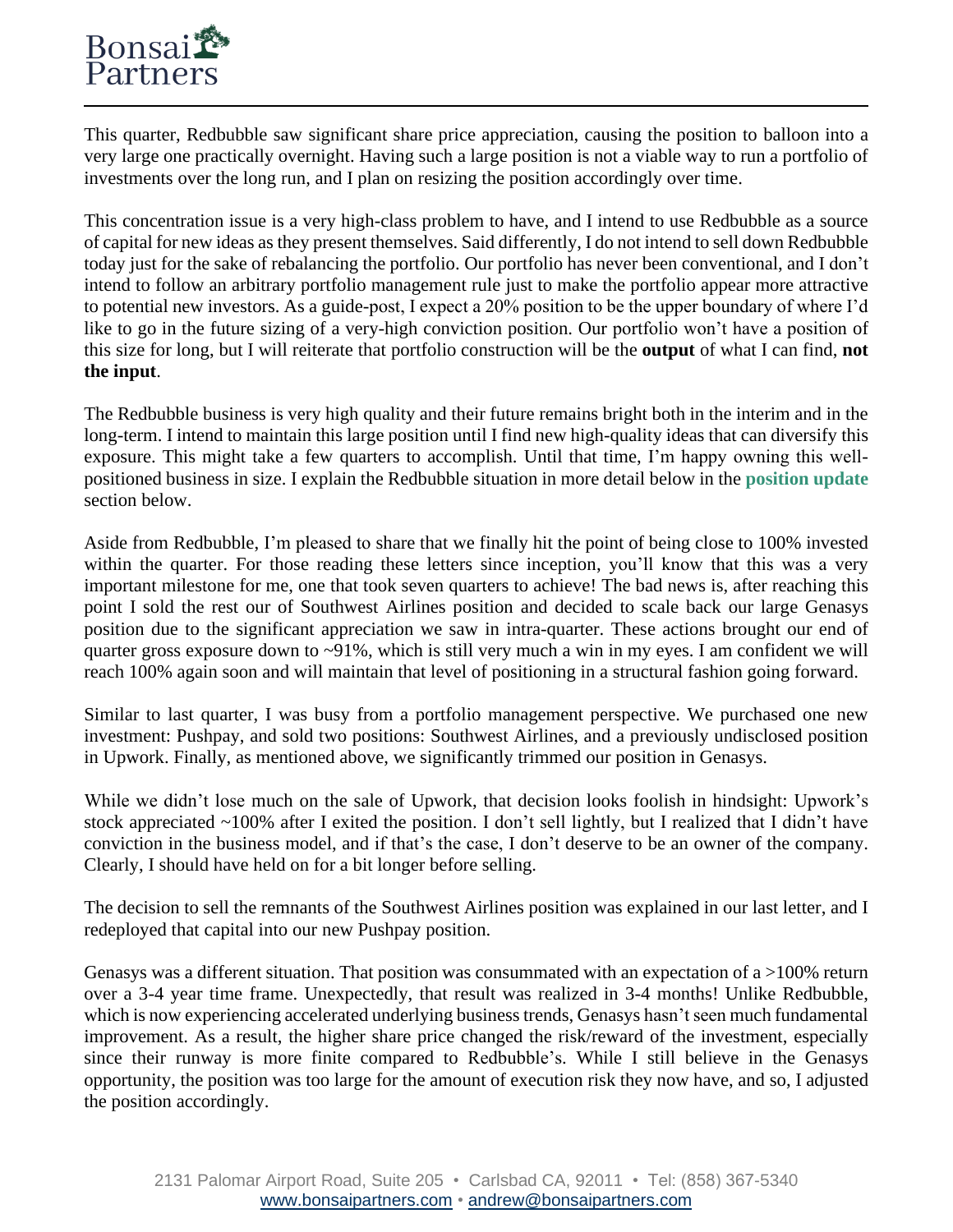This quarter, Redbubble saw significant share price appreciation, causing the position to balloon into a very large one practically overnight. Having such a large position is not a viable way to run a portfolio of investments over the long run, and I plan on resizing the position accordingly over time.

This concentration issue is a very high-class problem to have, and I intend to use Redbubble as a source of capital for new ideas as they present themselves. Said differently, I do not intend to sell down Redbubble today just for the sake of rebalancing the portfolio. Our portfolio has never been conventional, and I don't intend to follow an arbitrary portfolio management rule just to make the portfolio appear more attractive to potential new investors. As a guide-post, I expect a 20% position to be the upper boundary of where I'd like to go in the future sizing of a very-high conviction position. Our portfolio won't have a position of this size for long, but I will reiterate that portfolio construction will be the **output** of what I can find, **not the input**.

The Redbubble business is very high quality and their future remains bright both in the interim and in the long-term. I intend to maintain this large position until I find new high-quality ideas that can diversify this exposure. This might take a few quarters to accomplish. Until that time, I'm happy owning this well-positioned business in size. I explain the Redbubble situation in more detail below in the **position update** section below.

Aside from Redbubble, I'm pleased to share that we finally hit the point of being close to 100% invested within the quarter. For those reading these letters since inception, you'll know that this was a very important milestone for me, one that took seven quarters to achieve! The bad news is, after reaching this point I sold the rest our of Southwest Airlines position and decided to scale back our large Genasys position due to the significant appreciation we saw in intra-quarter. These actions brought our end of quarter gross exposure down to ~91%, which is still very much a win in my eyes. I am confident we will reach 100% again soon and will maintain that level of positioning in a structural fashion going forward.

Similar to last quarter, I was busy from a portfolio management perspective. We purchased one new investment: Pushpay, and sold two positions: Southwest Airlines, and a previously undisclosed position in Upwork. Finally, as mentioned above, we significantly trimmed our position in Genasys.

While we didn't lose much on the sale of Upwork, that decision looks foolish in hindsight: Upwork's stock appreciated ~100% after I exited the position. I don't sell lightly, but I realized that I didn't have conviction in the business model, and if that's the case, I don't deserve to be an owner of the company. Clearly, I should have held on for a bit longer before selling.

The decision to sell the remnants of the Southwest Airlines position was explained in our last letter, and I redeployed that capital into our new Pushpay position.

Genasys was a different situation. That position was consummated with an expectation of a >100% return over a 3-4 year time frame. Unexpectedly, that result was realized in 3-4 months! Unlike Redbubble, which is now experiencing accelerated underlying business trends, Genasys hasn't seen much fundamental improvement. As a result, the higher share price changed the risk/reward of the investment, especially since their runway is more finite compared to Redbubble's. While I still believe in the Genasys opportunity, the position was too large for the amount of execution risk they now have, and so, I adjusted the position accordingly.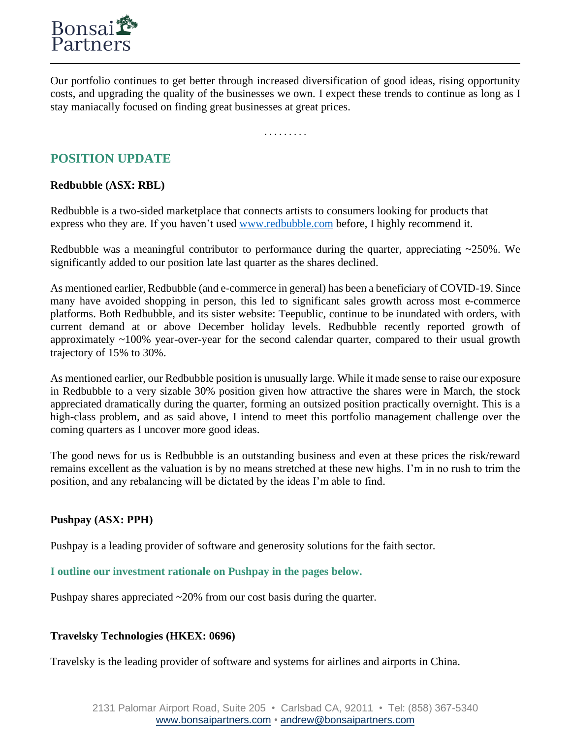Our portfolio continues to get better through increased diversification of good ideas, rising opportunity costs, and upgrading the quality of the businesses we own. I expect these trends to continue as long as I stay maniacally focused on finding great businesses at great prices.

. . . . . . . . .

## POSITION UPDATE

**Redbubble (ASX: RBL)**

Redbubble is a two-sided marketplace that connects artists to consumers looking for products that express who they are. If you haven't used [www.redbubble.com](http://www.redbubble.com) before, I highly recommend it.

Redbubble was a meaningful contributor to performance during the quarter, appreciating ~250%. We significantly added to our position late last quarter as the shares declined.

As mentioned earlier, Redbubble (and e-commerce in general) has been a beneficiary of COVID-19. Since many have avoided shopping in person, this led to significant sales growth across most e-commerce platforms. Both Redbubble, and its sister website: Teepublic, continue to be inundated with orders, with current demand at or above December holiday levels. Redbubble recently reported growth of approximately ~100% year-over-year for the second calendar quarter, compared to their usual growth trajectory of 15% to 30%.

As mentioned earlier, our Redbubble position is unusually large. While it made sense to raise our exposure in Redbubble to a very sizable 30% position given how attractive the shares were in March, the stock appreciated dramatically during the quarter, forming an outsized position practically overnight. This is a high-class problem, and as said above, I intend to meet this portfolio management challenge over the coming quarters as I uncover more good ideas.

The good news for us is Redbubble is an outstanding business and even at these prices the risk/reward remains excellent as the valuation is by no means stretched at these new highs. I'm in no rush to trim the position, and any rebalancing will be dictated by the ideas I'm able to find.

**Pushpay (ASX: PPH)**

Pushpay is a leading provider of software and generosity solutions for the faith sector.

**I outline our investment rationale on Pushpay in the pages below.**

Pushpay shares appreciated ~20% from our cost basis during the quarter.

**Travelsky Technologies (HKEX: 0696)**

Travelsky is the leading provider of software and systems for airlines and airports in China.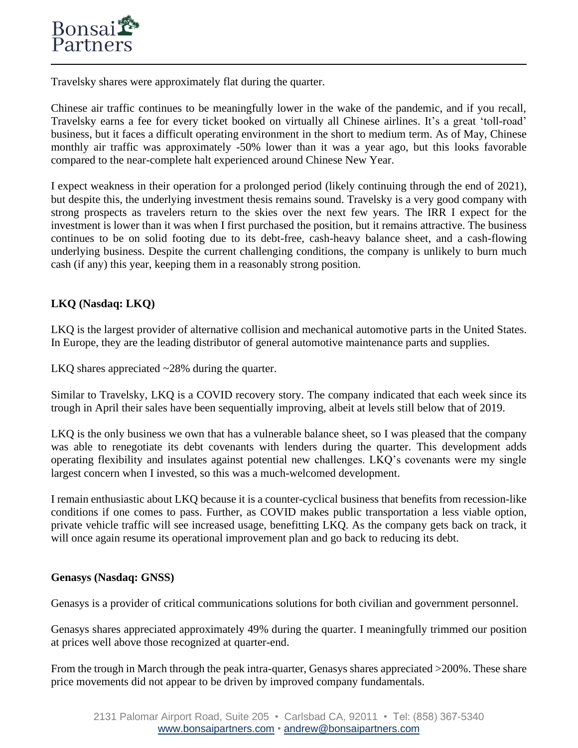Travelsky shares were approximately flat during the quarter.

Chinese air traffic continues to be meaningfully lower in the wake of the pandemic, and if you recall, Travelsky earns a fee for every ticket booked on virtually all Chinese airlines. It's a great 'toll-road' business, but it faces a difficult operating environment in the short to medium term. As of May, Chinese monthly air traffic was approximately -50% lower than it was a year ago, but this looks favorable compared to the near-complete halt experienced around Chinese New Year.

I expect weakness in their operation for a prolonged period (likely continuing through the end of 2021), but despite this, the underlying investment thesis remains sound. Travelsky is a very good company with strong prospects as travelers return to the skies over the next few years. The IRR I expect for the investment is lower than it was when I first purchased the position, but it remains attractive. The business continues to be on solid footing due to its debt-free, cash-heavy balance sheet, and a cash-flowing underlying business. Despite the current challenging conditions, the company is unlikely to burn much cash (if any) this year, keeping them in a reasonably strong position.

**LKQ (Nasdaq: LKQ)**

LKQ is the largest provider of alternative collision and mechanical automotive parts in the United States. In Europe, they are the leading distributor of general automotive maintenance parts and supplies.

LKQ shares appreciated ~28% during the quarter.

Similar to Travelsky, LKQ is a COVID recovery story. The company indicated that each week since its trough in April their sales have been sequentially improving, albeit at levels still below that of 2019.

LKQ is the only business we own that has a vulnerable balance sheet, so I was pleased that the company was able to renegotiate its debt covenants with lenders during the quarter. This development adds operating flexibility and insulates against potential new challenges. LKQ's covenants were my single largest concern when I invested, so this was a much-welcomed development.

I remain enthusiastic about LKQ because it is a counter-cyclical business that benefits from recession-like conditions if one comes to pass. Further, as COVID makes public transportation a less viable option, private vehicle traffic will see increased usage, benefitting LKQ. As the company gets back on track, it will once again resume its operational improvement plan and go back to reducing its debt.

**Genasys (Nasdaq: GNSS)**

Genasys is a provider of critical communications solutions for both civilian and government personnel.

Genasys shares appreciated approximately 49% during the quarter. I meaningfully trimmed our position at prices well above those recognized at quarter-end.

From the trough in March through the peak intra-quarter, Genasys shares appreciated >200%. These share price movements did not appear to be driven by improved company fundamentals.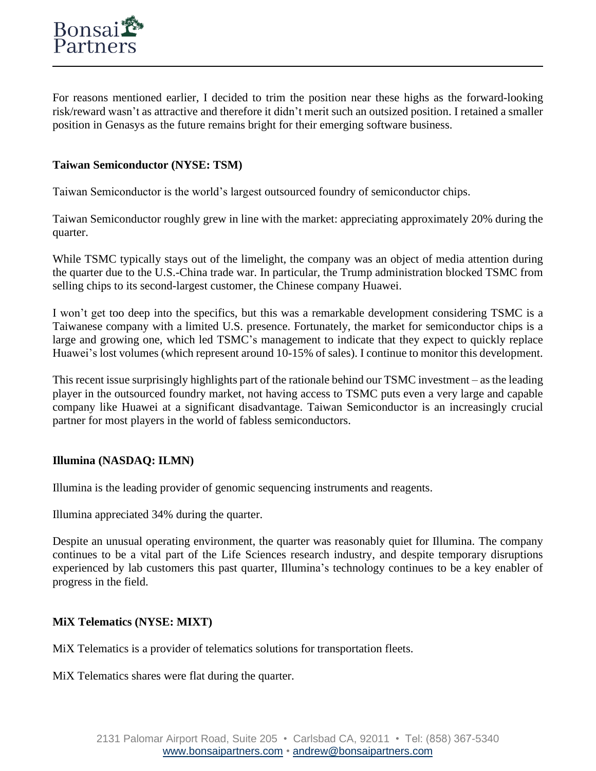For reasons mentioned earlier, I decided to trim the position near these highs as the forward-looking risk/reward wasn't as attractive and therefore it didn't merit such an outsized position. I retained a smaller position in Genasys as the future remains bright for their emerging software business.

**Taiwan Semiconductor (NYSE: TSM)**

Taiwan Semiconductor is the world's largest outsourced foundry of semiconductor chips.

Taiwan Semiconductor roughly grew in line with the market: appreciating approximately 20% during the quarter.

While TSMC typically stays out of the limelight, the company was an object of media attention during the quarter due to the U.S.-China trade war. In particular, the Trump administration blocked TSMC from selling chips to its second-largest customer, the Chinese company Huawei.

I won't get too deep into the specifics, but this was a remarkable development considering TSMC is a Taiwanese company with a limited U.S. presence. Fortunately, the market for semiconductor chips is a large and growing one, which led TSMC's management to indicate that they expect to quickly replace Huawei's lost volumes (which represent around 10-15% of sales). I continue to monitor this development.

This recent issue surprisingly highlights part of the rationale behind our TSMC investment – as the leading player in the outsourced foundry market, not having access to TSMC puts even a very large and capable company like Huawei at a significant disadvantage. Taiwan Semiconductor is an increasingly crucial partner for most players in the world of fabless semiconductors.

**Illumina (NASDAQ: ILMN)**

Illumina is the leading provider of genomic sequencing instruments and reagents.

Illumina appreciated 34% during the quarter.

Despite an unusual operating environment, the quarter was reasonably quiet for Illumina. The company continues to be a vital part of the Life Sciences research industry, and despite temporary disruptions experienced by lab customers this past quarter, Illumina's technology continues to be a key enabler of progress in the field.

**MiX Telematics (NYSE: MIXT)**

MiX Telematics is a provider of telematics solutions for transportation fleets.

MiX Telematics shares were flat during the quarter.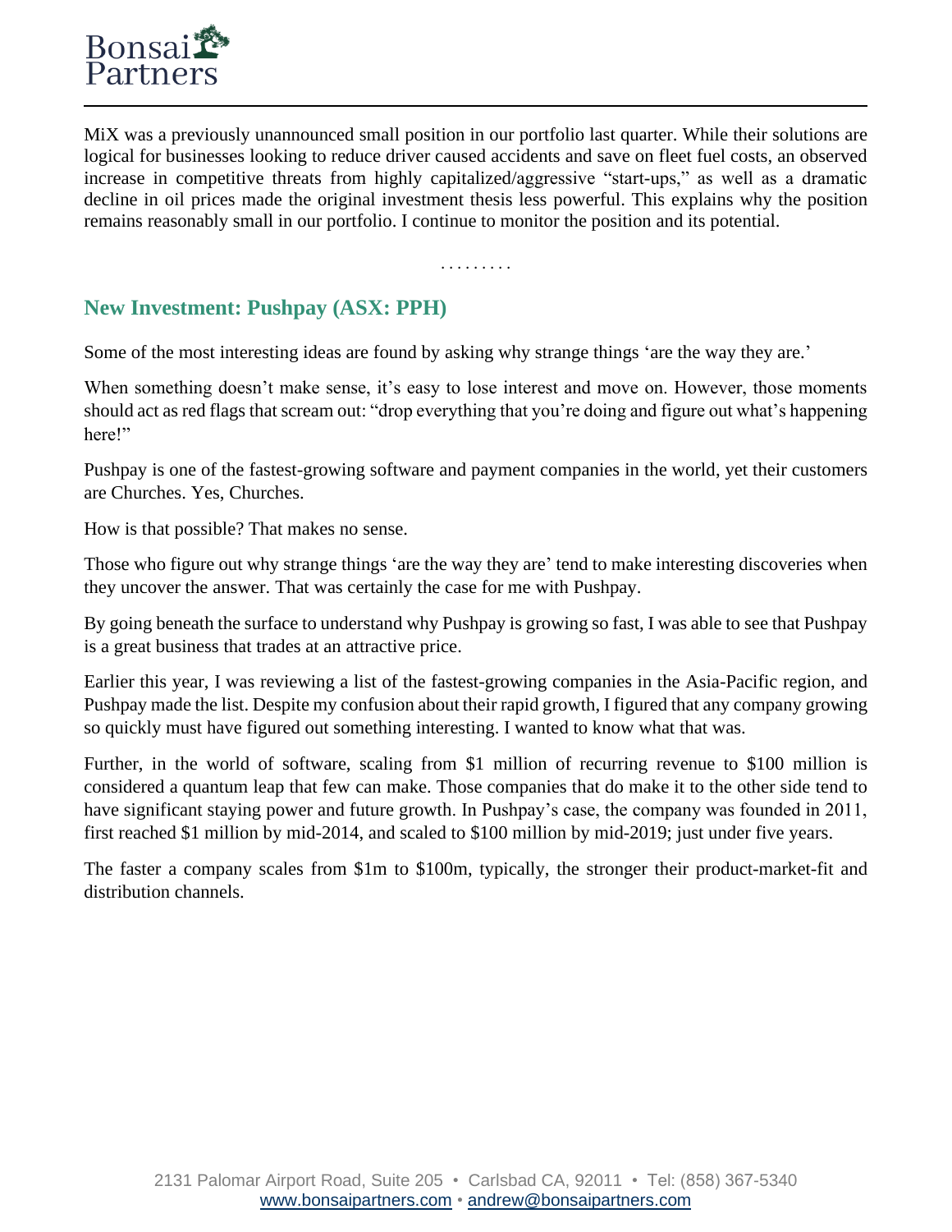MiX was a previously unannounced small position in our portfolio last quarter. While their solutions are logical for businesses looking to reduce driver caused accidents and save on fleet fuel costs, an observed increase in competitive threats from highly capitalized/aggressive "start-ups," as well as a dramatic decline in oil prices made the original investment thesis less powerful. This explains why the position remains reasonably small in our portfolio. I continue to monitor the position and its potential.

. . . . . . . . .

## New Investment: Pushpay (ASX: PPH)

Some of the most interesting ideas are found by asking why strange things 'are the way they are.'

When something doesn't make sense, it's easy to lose interest and move on. However, those moments should act as red flags that scream out: "drop everything that you're doing and figure out what's happening here!"

Pushpay is one of the fastest-growing software and payment companies in the world, yet their customers are Churches. Yes, Churches.

How is that possible? That makes no sense.

Those who figure out why strange things 'are the way they are' tend to make interesting discoveries when they uncover the answer. That was certainly the case for me with Pushpay.

By going beneath the surface to understand why Pushpay is growing so fast, I was able to see that Pushpay is a great business that trades at an attractive price.

Earlier this year, I was reviewing a list of the fastest-growing companies in the Asia-Pacific region, and Pushpay made the list. Despite my confusion about their rapid growth, I figured that any company growing so quickly must have figured out something interesting. I wanted to know what that was.

Further, in the world of software, scaling from $1 million of recurring revenue to $100 million is considered a quantum leap that few can make. Those companies that do make it to the other side tend to have significant staying power and future growth. In Pushpay's case, the company was founded in 2011, first reached $1 million by mid-2014, and scaled to $100 million by mid-2019; just under five years.

The faster a company scales from $1m to $100m, typically, the stronger their product-market-fit and distribution channels.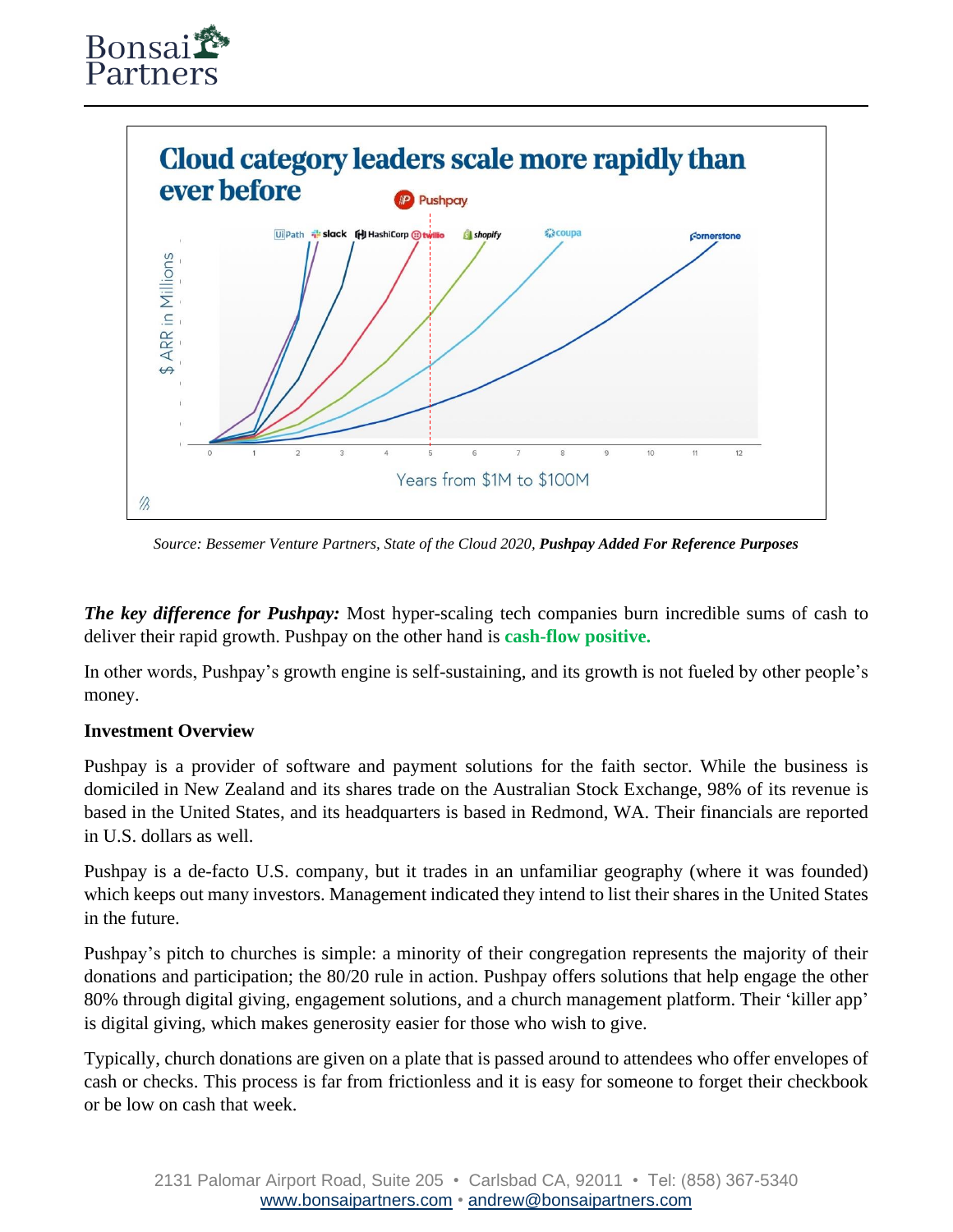Source: Bessemer Venture Partners, State of the Cloud 2020, **Pushpay Added For Reference Purposes**

***The key difference for Pushpay:*** Most hyper-scaling tech companies burn incredible sums of cash to deliver their rapid growth. Pushpay on the other hand is **cash-flow positive.**

In other words, Pushpay's growth engine is self-sustaining, and its growth is not fueled by other people's money.

**Investment Overview**

Pushpay is a provider of software and payment solutions for the faith sector. While the business is domiciled in New Zealand and its shares trade on the Australian Stock Exchange, 98% of its revenue is based in the United States, and its headquarters is based in Redmond, WA. Their financials are reported in U.S. dollars as well.

Pushpay is a de-facto U.S. company, but it trades in an unfamiliar geography (where it was founded) which keeps out many investors. Management indicated they intend to list their shares in the United States in the future.

Pushpay's pitch to churches is simple: a minority of their congregation represents the majority of their donations and participation; the 80/20 rule in action. Pushpay offers solutions that help engage the other 80% through digital giving, engagement solutions, and a church management platform. Their 'killer app' is digital giving, which makes generosity easier for those who wish to give.

Typically, church donations are given on a plate that is passed around to attendees who offer envelopes of cash or checks. This process is far from frictionless and it is easy for someone to forget their checkbook or be low on cash that week.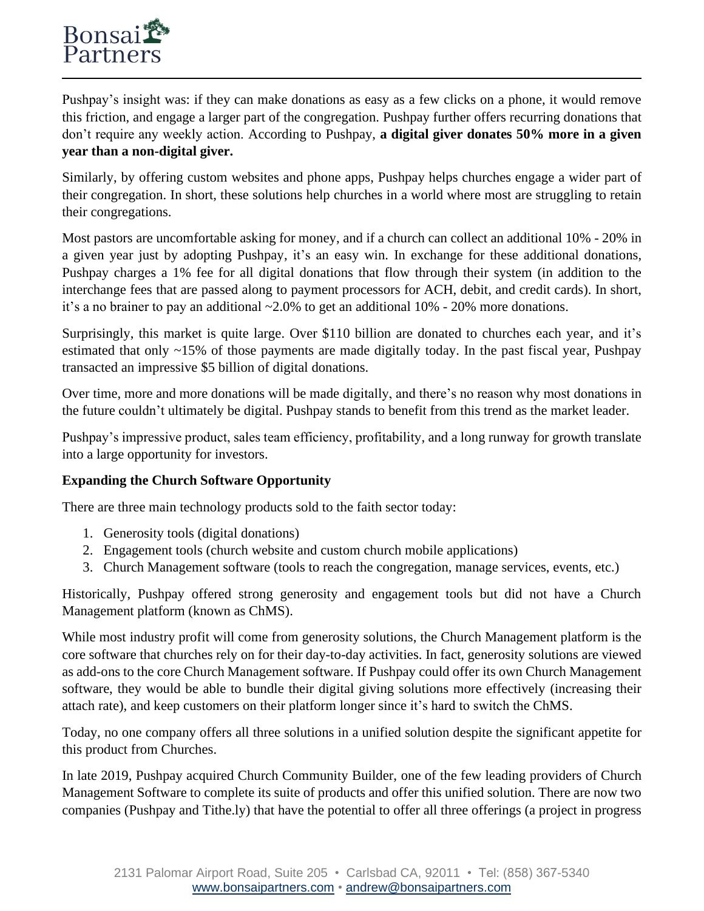Pushpay's insight was: if they can make donations as easy as a few clicks on a phone, it would remove this friction, and engage a larger part of the congregation. Pushpay further offers recurring donations that don't require any weekly action. According to Pushpay, **a digital giver donates 50% more in a given year than a non-digital giver.**

Similarly, by offering custom websites and phone apps, Pushpay helps churches engage a wider part of their congregation. In short, these solutions help churches in a world where most are struggling to retain their congregations.

Most pastors are uncomfortable asking for money, and if a church can collect an additional 10% - 20% in a given year just by adopting Pushpay, it's an easy win. In exchange for these additional donations, Pushpay charges a 1% fee for all digital donations that flow through their system (in addition to the interchange fees that are passed along to payment processors for ACH, debit, and credit cards). In short, it's a no brainer to pay an additional ~2.0% to get an additional 10% - 20% more donations.

Surprisingly, this market is quite large. Over $110 billion are donated to churches each year, and it's estimated that only ~15% of those payments are made digitally today. In the past fiscal year, Pushpay transacted an impressive $5 billion of digital donations.

Over time, more and more donations will be made digitally, and there's no reason why most donations in the future couldn't ultimately be digital. Pushpay stands to benefit from this trend as the market leader.

Pushpay's impressive product, sales team efficiency, profitability, and a long runway for growth translate into a large opportunity for investors.

**Expanding the Church Software Opportunity**

There are three main technology products sold to the faith sector today:

1. Generosity tools (digital donations)
2. Engagement tools (church website and custom church mobile applications)
3. Church Management software (tools to reach the congregation, manage services, events, etc.)

Historically, Pushpay offered strong generosity and engagement tools but did not have a Church Management platform (known as ChMS).

While most industry profit will come from generosity solutions, the Church Management platform is the core software that churches rely on for their day-to-day activities. In fact, generosity solutions are viewed as add-ons to the core Church Management software. If Pushpay could offer its own Church Management software, they would be able to bundle their digital giving solutions more effectively (increasing their attach rate), and keep customers on their platform longer since it's hard to switch the ChMS.

Today, no one company offers all three solutions in a unified solution despite the significant appetite for this product from Churches.

In late 2019, Pushpay acquired Church Community Builder, one of the few leading providers of Church Management Software to complete its suite of products and offer this unified solution. There are now two companies (Pushpay and Tithe.ly) that have the potential to offer all three offerings (a project in progress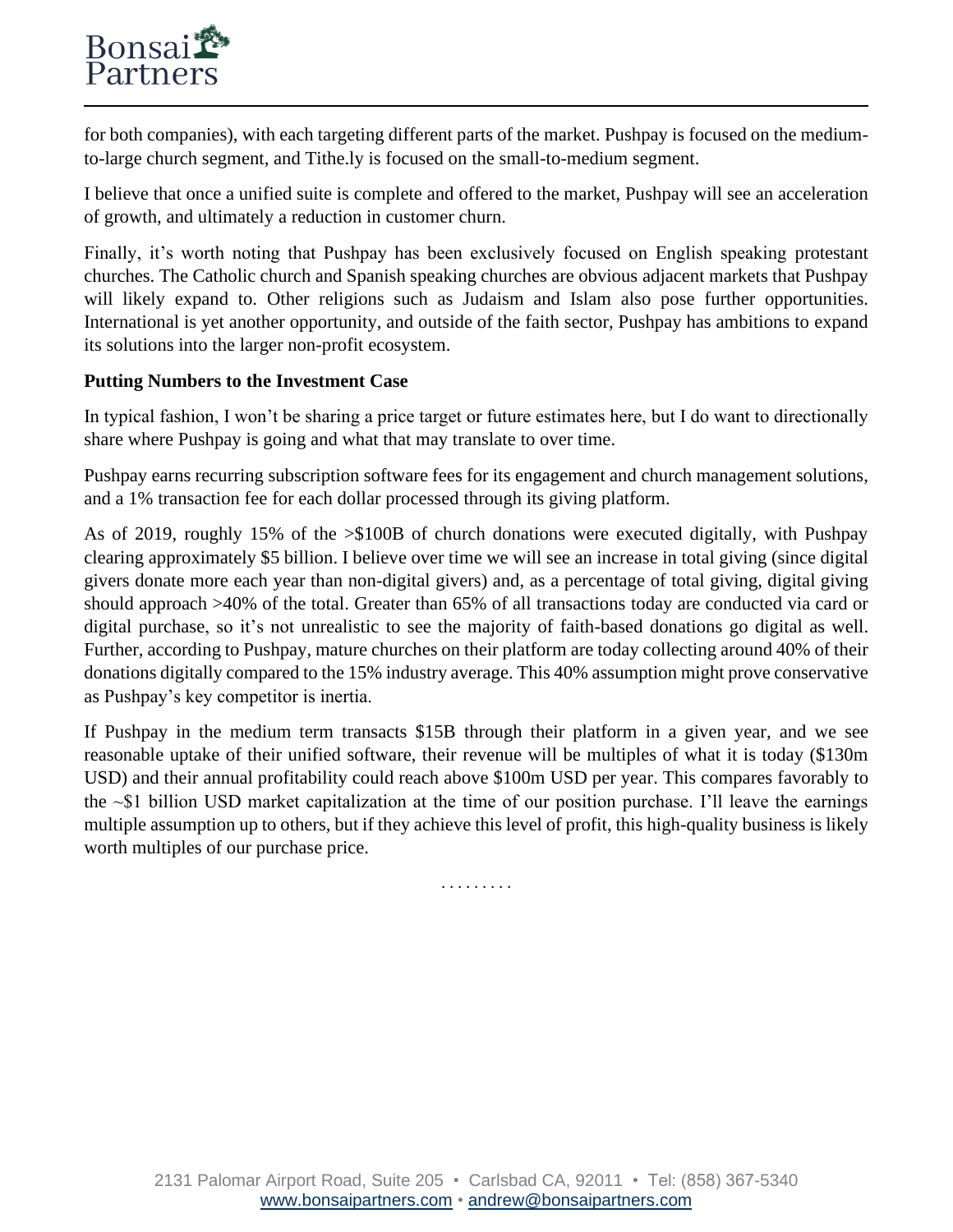for both companies), with each targeting different parts of the market. Pushpay is focused on the medium-to-large church segment, and Tithe.ly is focused on the small-to-medium segment.

I believe that once a unified suite is complete and offered to the market, Pushpay will see an acceleration of growth, and ultimately a reduction in customer churn.

Finally, it's worth noting that Pushpay has been exclusively focused on English speaking protestant churches. The Catholic church and Spanish speaking churches are obvious adjacent markets that Pushpay will likely expand to. Other religions such as Judaism and Islam also pose further opportunities. International is yet another opportunity, and outside of the faith sector, Pushpay has ambitions to expand its solutions into the larger non-profit ecosystem.

**Putting Numbers to the Investment Case**

In typical fashion, I won't be sharing a price target or future estimates here, but I do want to directionally share where Pushpay is going and what that may translate to over time.

Pushpay earns recurring subscription software fees for its engagement and church management solutions, and a 1% transaction fee for each dollar processed through its giving platform.

As of 2019, roughly 15% of the >$100B of church donations were executed digitally, with Pushpay clearing approximately $5 billion. I believe over time we will see an increase in total giving (since digital givers donate more each year than non-digital givers) and, as a percentage of total giving, digital giving should approach >40% of the total. Greater than 65% of all transactions today are conducted via card or digital purchase, so it's not unrealistic to see the majority of faith-based donations go digital as well. Further, according to Pushpay, mature churches on their platform are today collecting around 40% of their donations digitally compared to the 15% industry average. This 40% assumption might prove conservative as Pushpay's key competitor is inertia.

If Pushpay in the medium term transacts $15B through their platform in a given year, and we see reasonable uptake of their unified software, their revenue will be multiples of what it is today ($130m USD) and their annual profitability could reach above $100m USD per year. This compares favorably to the ~$1 billion USD market capitalization at the time of our position purchase. I'll leave the earnings multiple assumption up to others, but if they achieve this level of profit, this high-quality business is likely worth multiples of our purchase price.

. . . . . . . . .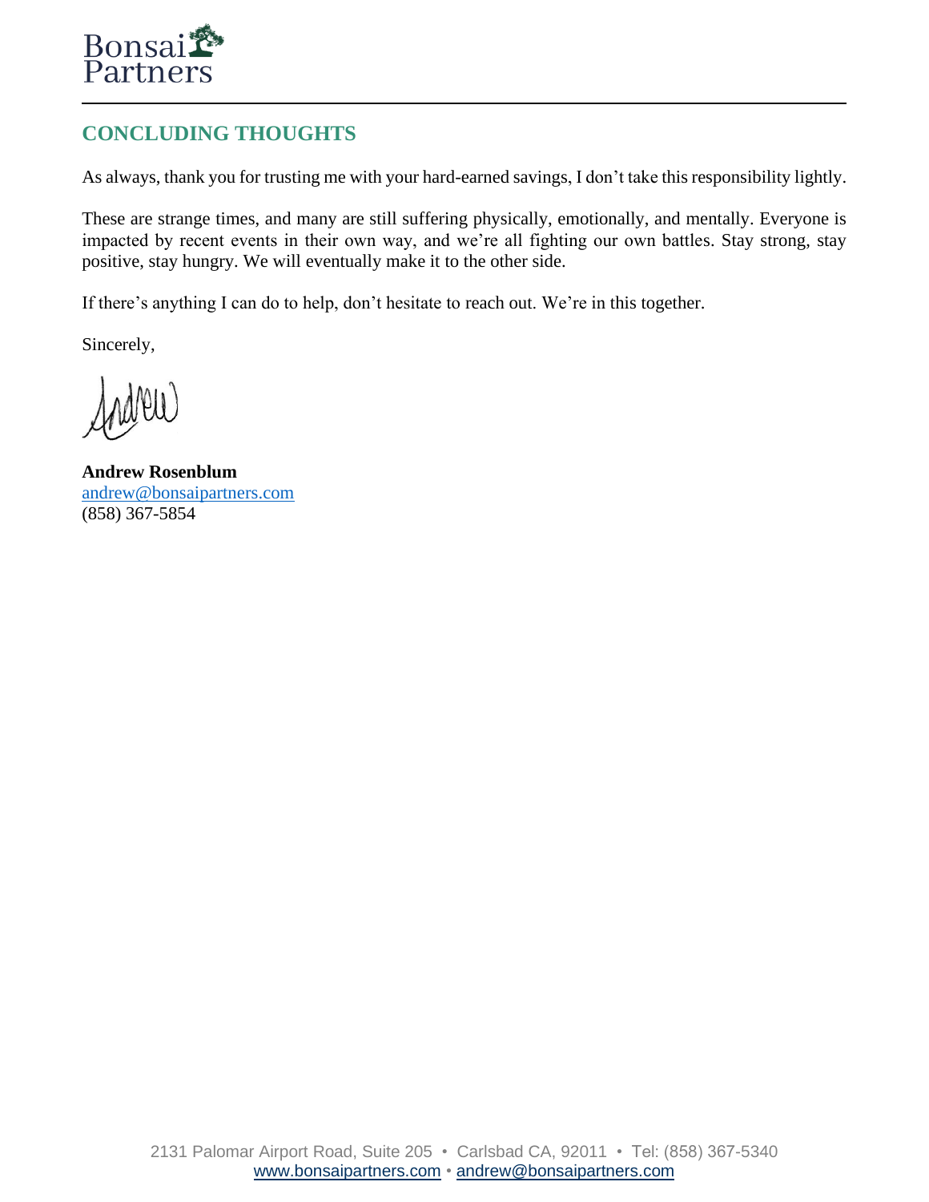## CONCLUDING THOUGHTS

As always, thank you for trusting me with your hard-earned savings, I don't take this responsibility lightly.

These are strange times, and many are still suffering physically, emotionally, and mentally. Everyone is impacted by recent events in their own way, and we're all fighting our own battles. Stay strong, stay positive, stay hungry. We will eventually make it to the other side.

If there's anything I can do to help, don't hesitate to reach out. We're in this together.

Sincerely,

**Andrew Rosenblum**
andrew@bonsaipartners.com
(858) 367-5854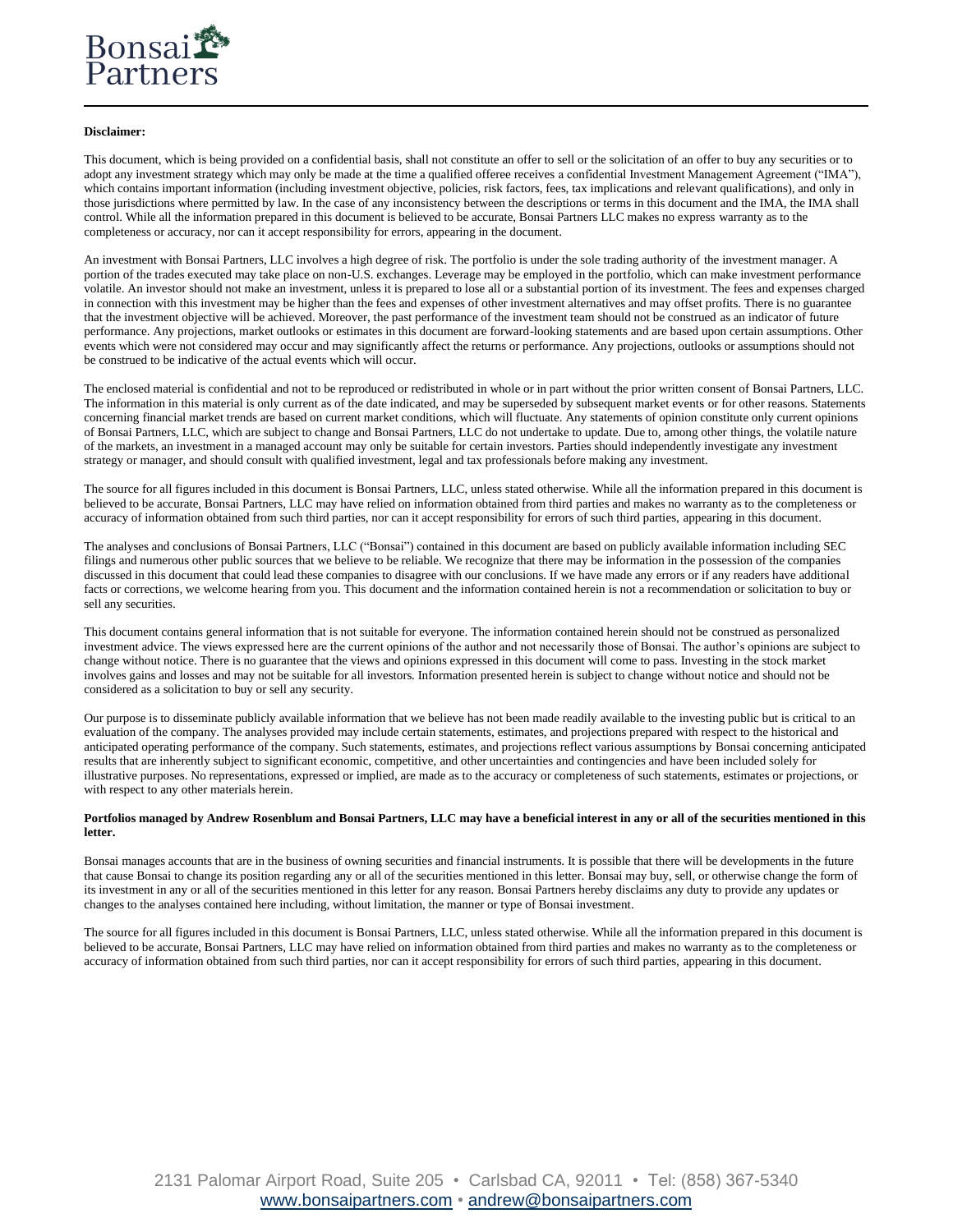**Disclaimer:**

This document, which is being provided on a confidential basis, shall not constitute an offer to sell or the solicitation of an offer to buy any securities or to adopt any investment strategy which may only be made at the time a qualified offeree receives a confidential Investment Management Agreement ("IMA"), which contains important information (including investment objective, policies, risk factors, fees, tax implications and relevant qualifications), and only in those jurisdictions where permitted by law. In the case of any inconsistency between the descriptions or terms in this document and the IMA, the IMA shall control. While all the information prepared in this document is believed to be accurate, Bonsai Partners LLC makes no express warranty as to the completeness or accuracy, nor can it accept responsibility for errors, appearing in the document.

An investment with Bonsai Partners, LLC involves a high degree of risk. The portfolio is under the sole trading authority of the investment manager. A portion of the trades executed may take place on non-U.S. exchanges. Leverage may be employed in the portfolio, which can make investment performance volatile. An investor should not make an investment, unless it is prepared to lose all or a substantial portion of its investment. The fees and expenses charged in connection with this investment may be higher than the fees and expenses of other investment alternatives and may offset profits. There is no guarantee that the investment objective will be achieved. Moreover, the past performance of the investment team should not be construed as an indicator of future performance. Any projections, market outlooks or estimates in this document are forward-looking statements and are based upon certain assumptions. Other events which were not considered may occur and may significantly affect the returns or performance. Any projections, outlooks or assumptions should not be construed to be indicative of the actual events which will occur.

The enclosed material is confidential and not to be reproduced or redistributed in whole or in part without the prior written consent of Bonsai Partners, LLC. The information in this material is only current as of the date indicated, and may be superseded by subsequent market events or for other reasons. Statements concerning financial market trends are based on current market conditions, which will fluctuate. Any statements of opinion constitute only current opinions of Bonsai Partners, LLC, which are subject to change and Bonsai Partners, LLC do not undertake to update. Due to, among other things, the volatile nature of the markets, an investment in a managed account may only be suitable for certain investors. Parties should independently investigate any investment strategy or manager, and should consult with qualified investment, legal and tax professionals before making any investment.

The source for all figures included in this document is Bonsai Partners, LLC, unless stated otherwise. While all the information prepared in this document is believed to be accurate, Bonsai Partners, LLC may have relied on information obtained from third parties and makes no warranty as to the completeness or accuracy of information obtained from such third parties, nor can it accept responsibility for errors of such third parties, appearing in this document.

The analyses and conclusions of Bonsai Partners, LLC ("Bonsai") contained in this document are based on publicly available information including SEC filings and numerous other public sources that we believe to be reliable. We recognize that there may be information in the possession of the companies discussed in this document that could lead these companies to disagree with our conclusions. If we have made any errors or if any readers have additional facts or corrections, we welcome hearing from you. This document and the information contained herein is not a recommendation or solicitation to buy or sell any securities.

This document contains general information that is not suitable for everyone. The information contained herein should not be construed as personalized investment advice. The views expressed here are the current opinions of the author and not necessarily those of Bonsai. The author's opinions are subject to change without notice. There is no guarantee that the views and opinions expressed in this document will come to pass. Investing in the stock market involves gains and losses and may not be suitable for all investors. Information presented herein is subject to change without notice and should not be considered as a solicitation to buy or sell any security.

Our purpose is to disseminate publicly available information that we believe has not been made readily available to the investing public but is critical to an evaluation of the company. The analyses provided may include certain statements, estimates, and projections prepared with respect to the historical and anticipated operating performance of the company. Such statements, estimates, and projections reflect various assumptions by Bonsai concerning anticipated results that are inherently subject to significant economic, competitive, and other uncertainties and contingencies and have been included solely for illustrative purposes. No representations, expressed or implied, are made as to the accuracy or completeness of such statements, estimates or projections, or with respect to any other materials herein.

**Portfolios managed by Andrew Rosenblum and Bonsai Partners, LLC may have a beneficial interest in any or all of the securities mentioned in this letter.**

Bonsai manages accounts that are in the business of owning securities and financial instruments. It is possible that there will be developments in the future that cause Bonsai to change its position regarding any or all of the securities mentioned in this letter. Bonsai may buy, sell, or otherwise change the form of its investment in any or all of the securities mentioned in this letter for any reason. Bonsai Partners hereby disclaims any duty to provide any updates or changes to the analyses contained here including, without limitation, the manner or type of Bonsai investment.

The source for all figures included in this document is Bonsai Partners, LLC, unless stated otherwise. While all the information prepared in this document is believed to be accurate, Bonsai Partners, LLC may have relied on information obtained from third parties and makes no warranty as to the completeness or accuracy of information obtained from such third parties, nor can it accept responsibility for errors of such third parties, appearing in this document.